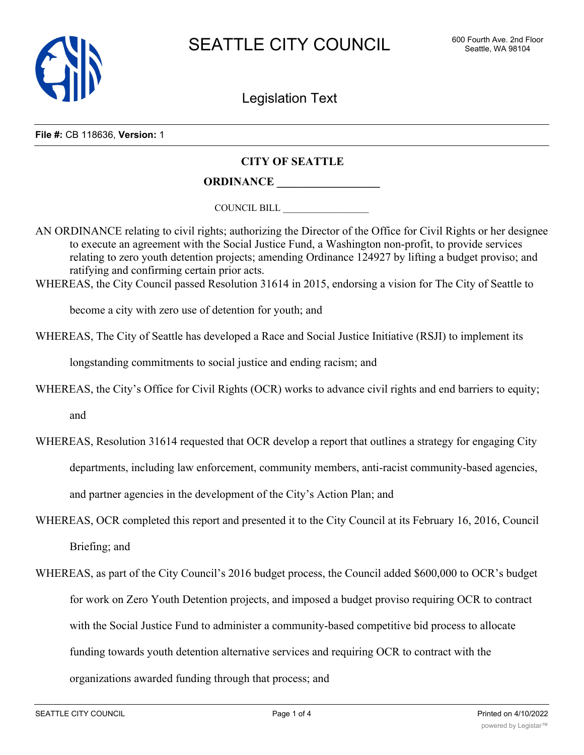SEATTLE CITY COUNCIL

600 Fourth Ave. 2nd Floor
Seattle, WA 98104

Legislation Text

**File #:** CB 118636, **Version:** 1

**CITY OF SEATTLE**

**ORDINANCE __________________**

COUNCIL BILL __________________

AN ORDINANCE relating to civil rights; authorizing the Director of the Office for Civil Rights or her designee to execute an agreement with the Social Justice Fund, a Washington non-profit, to provide services relating to zero youth detention projects; amending Ordinance 124927 by lifting a budget proviso; and ratifying and confirming certain prior acts.

WHEREAS, the City Council passed Resolution 31614 in 2015, endorsing a vision for The City of Seattle to become a city with zero use of detention for youth; and

WHEREAS, The City of Seattle has developed a Race and Social Justice Initiative (RSJI) to implement its longstanding commitments to social justice and ending racism; and

WHEREAS, the City's Office for Civil Rights (OCR) works to advance civil rights and end barriers to equity; and

WHEREAS, Resolution 31614 requested that OCR develop a report that outlines a strategy for engaging City departments, including law enforcement, community members, anti-racist community-based agencies, and partner agencies in the development of the City's Action Plan; and

WHEREAS, OCR completed this report and presented it to the City Council at its February 16, 2016, Council Briefing; and

WHEREAS, as part of the City Council's 2016 budget process, the Council added $600,000 to OCR's budget for work on Zero Youth Detention projects, and imposed a budget proviso requiring OCR to contract with the Social Justice Fund to administer a community-based competitive bid process to allocate funding towards youth detention alternative services and requiring OCR to contract with the organizations awarded funding through that process; and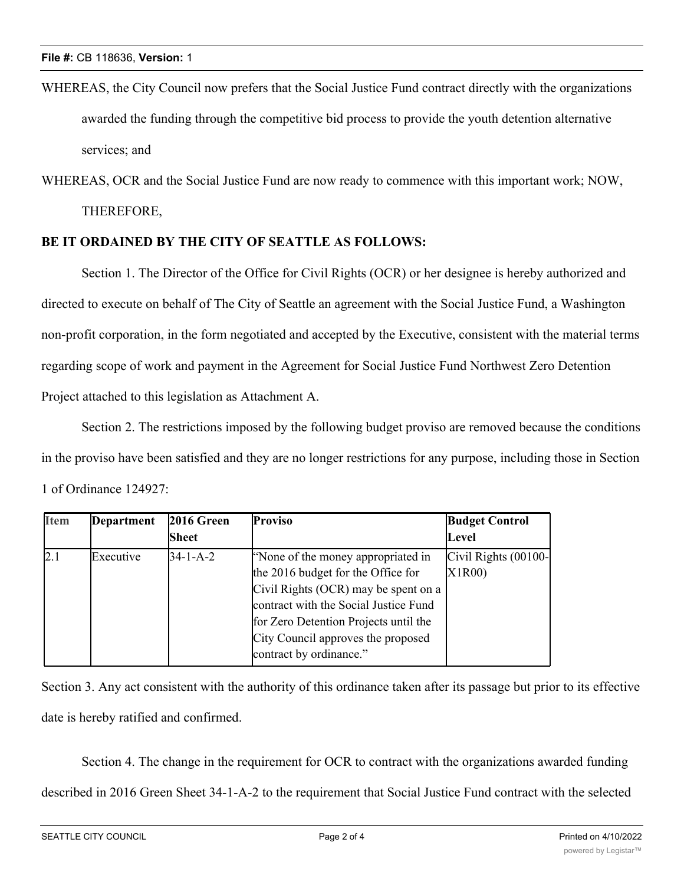WHEREAS, the City Council now prefers that the Social Justice Fund contract directly with the organizations awarded the funding through the competitive bid process to provide the youth detention alternative services; and

WHEREAS, OCR and the Social Justice Fund are now ready to commence with this important work; NOW, THEREFORE,

**BE IT ORDAINED BY THE CITY OF SEATTLE AS FOLLOWS:**

Section 1. The Director of the Office for Civil Rights (OCR) or her designee is hereby authorized and directed to execute on behalf of The City of Seattle an agreement with the Social Justice Fund, a Washington non-profit corporation, in the form negotiated and accepted by the Executive, consistent with the material terms regarding scope of work and payment in the Agreement for Social Justice Fund Northwest Zero Detention Project attached to this legislation as Attachment A.

Section 2. The restrictions imposed by the following budget proviso are removed because the conditions in the proviso have been satisfied and they are no longer restrictions for any purpose, including those in Section 1 of Ordinance 124927:

| Item | Department | 2016 Green Sheet | Proviso | Budget Control Level |
|---|---|---|---|---|
| 2.1 | Executive | 34-1-A-2 | "None of the money appropriated in the 2016 budget for the Office for Civil Rights (OCR) may be spent on a contract with the Social Justice Fund for Zero Detention Projects until the City Council approves the proposed contract by ordinance." | Civil Rights (00100-X1R00) |

Section 3. Any act consistent with the authority of this ordinance taken after its passage but prior to its effective date is hereby ratified and confirmed.

Section 4. The change in the requirement for OCR to contract with the organizations awarded funding described in 2016 Green Sheet 34-1-A-2 to the requirement that Social Justice Fund contract with the selected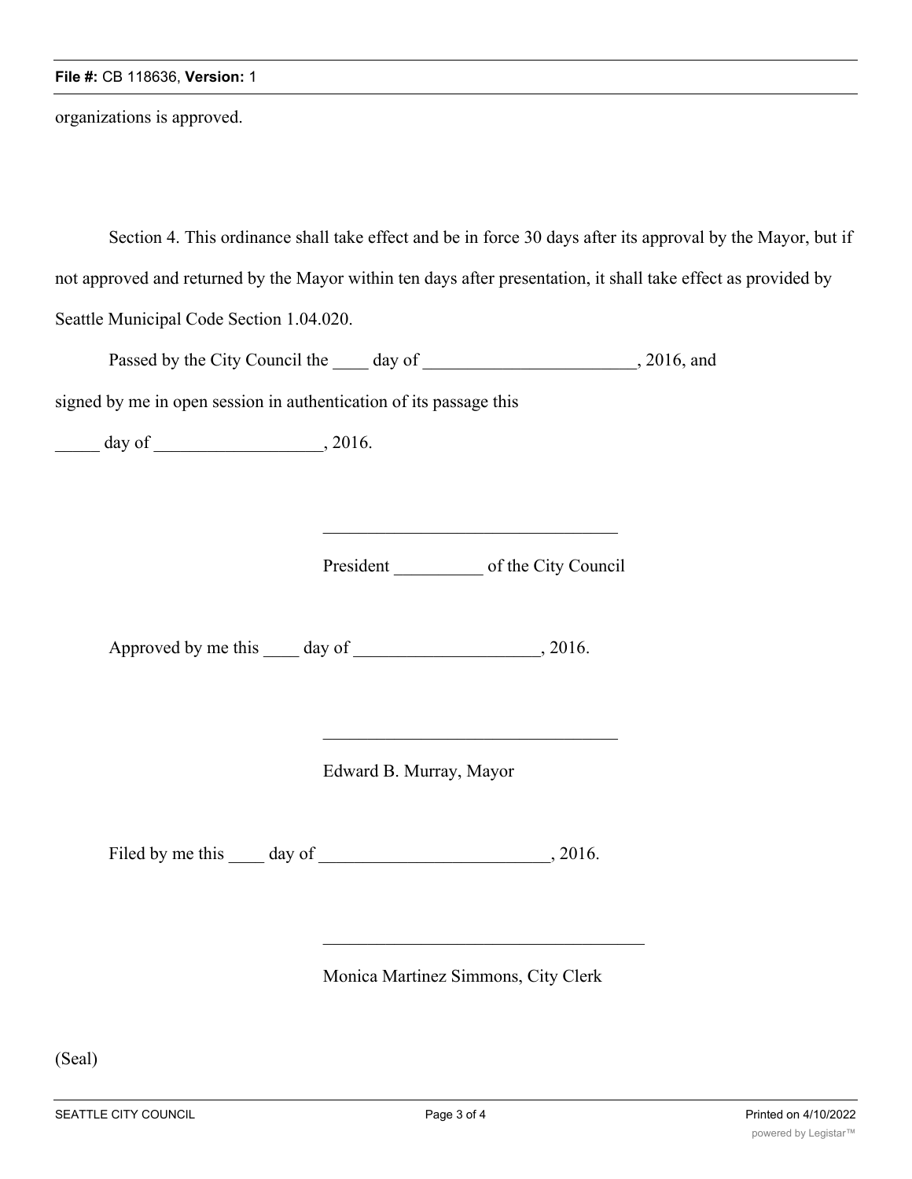organizations is approved.

Section 4. This ordinance shall take effect and be in force 30 days after its approval by the Mayor, but if not approved and returned by the Mayor within ten days after presentation, it shall take effect as provided by Seattle Municipal Code Section 1.04.020.

Passed by the City Council the ____ day of ________________________, 2016, and signed by me in open session in authentication of its passage this

_____ day of ___________________, 2016.

_________________________________

President __________ of the City Council

Approved by me this ____ day of _____________________, 2016.

_________________________________

Edward B. Murray, Mayor

Filed by me this ____ day of __________________________, 2016.

____________________________________

Monica Martinez Simmons, City Clerk

(Seal)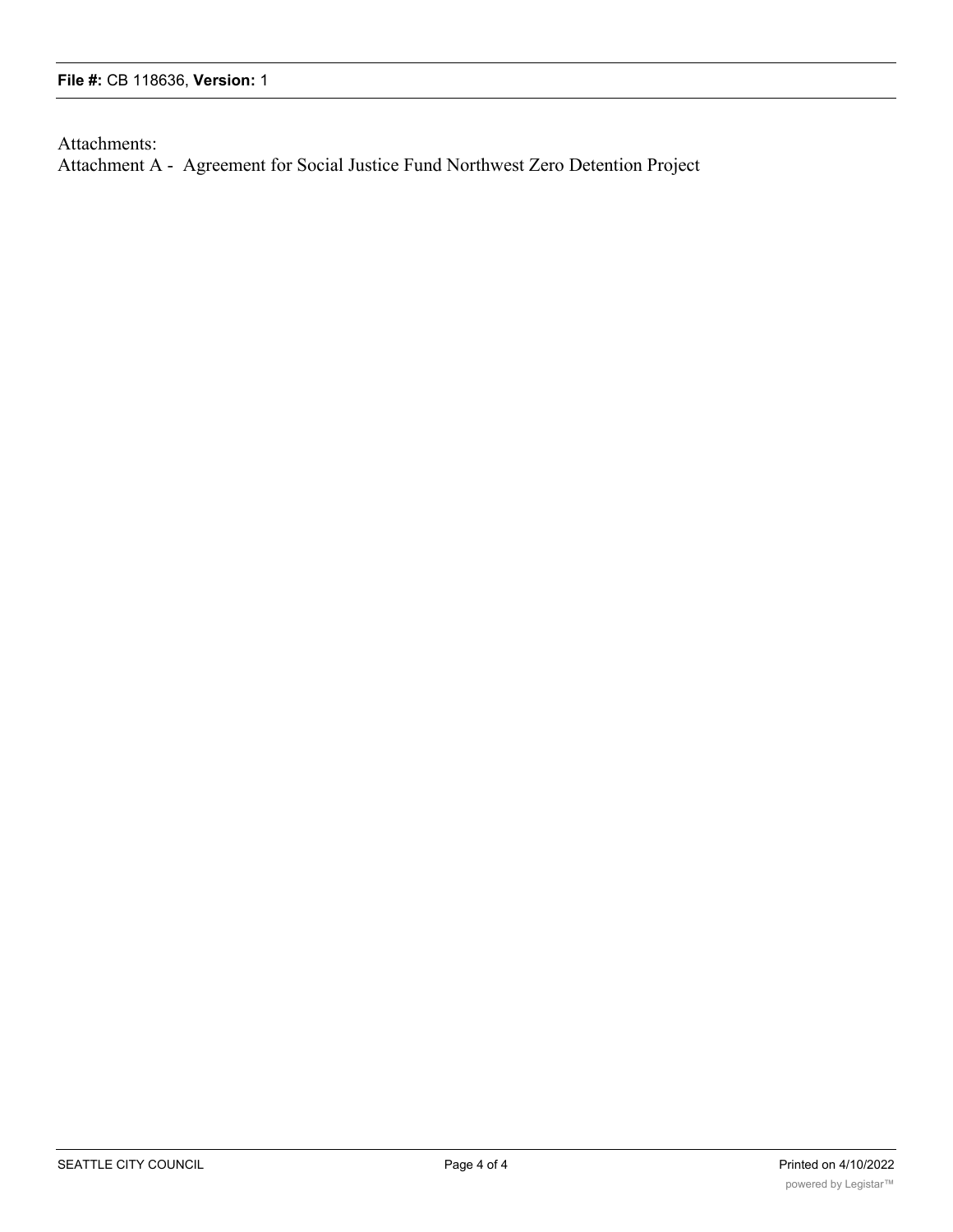Attachments:

Attachment A - Agreement for Social Justice Fund Northwest Zero Detention Project